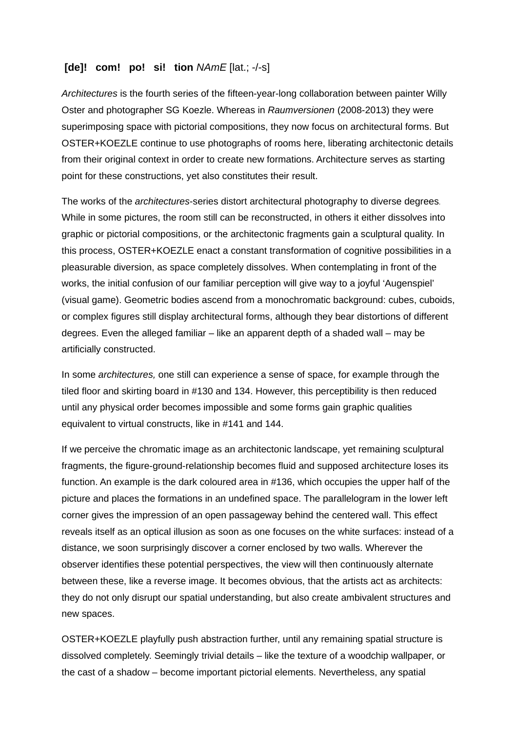**[de]! com! po! si! tion** *NAmE* [lat.; -/-s]

*Architectures* is the fourth series of the fifteen-year-long collaboration between painter Willy Oster and photographer SG Koezle. Whereas in *Raumversionen* (2008-2013) they were superimposing space with pictorial compositions, they now focus on architectural forms. But OSTER+KOEZLE continue to use photographs of rooms here, liberating architectonic details from their original context in order to create new formations. Architecture serves as starting point for these constructions, yet also constitutes their result.

The works of the *architectures*-series distort architectural photography to diverse degrees. While in some pictures, the room still can be reconstructed, in others it either dissolves into graphic or pictorial compositions, or the architectonic fragments gain a sculptural quality. In this process, OSTER+KOEZLE enact a constant transformation of cognitive possibilities in a pleasurable diversion, as space completely dissolves. When contemplating in front of the works, the initial confusion of our familiar perception will give way to a joyful 'Augenspiel' (visual game). Geometric bodies ascend from a monochromatic background: cubes, cuboids, or complex figures still display architectural forms, although they bear distortions of different degrees. Even the alleged familiar – like an apparent depth of a shaded wall – may be artificially constructed.

In some *architectures,* one still can experience a sense of space, for example through the tiled floor and skirting board in #130 and 134. However, this perceptibility is then reduced until any physical order becomes impossible and some forms gain graphic qualities equivalent to virtual constructs, like in #141 and 144.

If we perceive the chromatic image as an architectonic landscape, yet remaining sculptural fragments, the figure-ground-relationship becomes fluid and supposed architecture loses its function. An example is the dark coloured area in #136, which occupies the upper half of the picture and places the formations in an undefined space. The parallelogram in the lower left corner gives the impression of an open passageway behind the centered wall. This effect reveals itself as an optical illusion as soon as one focuses on the white surfaces: instead of a distance, we soon surprisingly discover a corner enclosed by two walls. Wherever the observer identifies these potential perspectives, the view will then continuously alternate between these, like a reverse image. It becomes obvious, that the artists act as architects: they do not only disrupt our spatial understanding, but also create ambivalent structures and new spaces.

OSTER+KOEZLE playfully push abstraction further, until any remaining spatial structure is dissolved completely. Seemingly trivial details – like the texture of a woodchip wallpaper, or the cast of a shadow – become important pictorial elements. Nevertheless, any spatial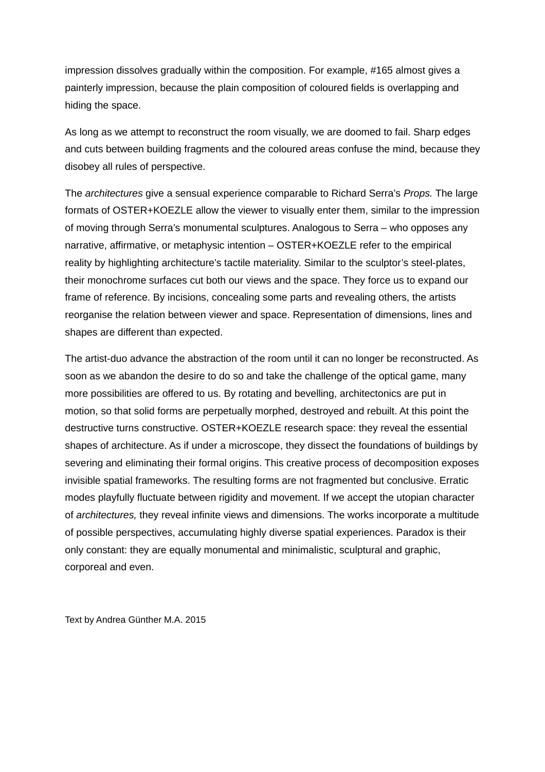impression dissolves gradually within the composition. For example, #165 almost gives a painterly impression, because the plain composition of coloured fields is overlapping and hiding the space.

As long as we attempt to reconstruct the room visually, we are doomed to fail. Sharp edges and cuts between building fragments and the coloured areas confuse the mind, because they disobey all rules of perspective.

The *architectures* give a sensual experience comparable to Richard Serra's *Props.* The large formats of OSTER+KOEZLE allow the viewer to visually enter them, similar to the impression of moving through Serra's monumental sculptures. Analogous to Serra – who opposes any narrative, affirmative, or metaphysic intention – OSTER+KOEZLE refer to the empirical reality by highlighting architecture's tactile materiality. Similar to the sculptor's steel-plates, their monochrome surfaces cut both our views and the space. They force us to expand our frame of reference. By incisions, concealing some parts and revealing others, the artists reorganise the relation between viewer and space. Representation of dimensions, lines and shapes are different than expected.

The artist-duo advance the abstraction of the room until it can no longer be reconstructed. As soon as we abandon the desire to do so and take the challenge of the optical game, many more possibilities are offered to us. By rotating and bevelling, architectonics are put in motion, so that solid forms are perpetually morphed, destroyed and rebuilt. At this point the destructive turns constructive. OSTER+KOEZLE research space: they reveal the essential shapes of architecture. As if under a microscope, they dissect the foundations of buildings by severing and eliminating their formal origins. This creative process of decomposition exposes invisible spatial frameworks. The resulting forms are not fragmented but conclusive. Erratic modes playfully fluctuate between rigidity and movement. If we accept the utopian character of *architectures,* they reveal infinite views and dimensions. The works incorporate a multitude of possible perspectives, accumulating highly diverse spatial experiences. Paradox is their only constant: they are equally monumental and minimalistic, sculptural and graphic, corporeal and even.

Text by Andrea Günther M.A. 2015